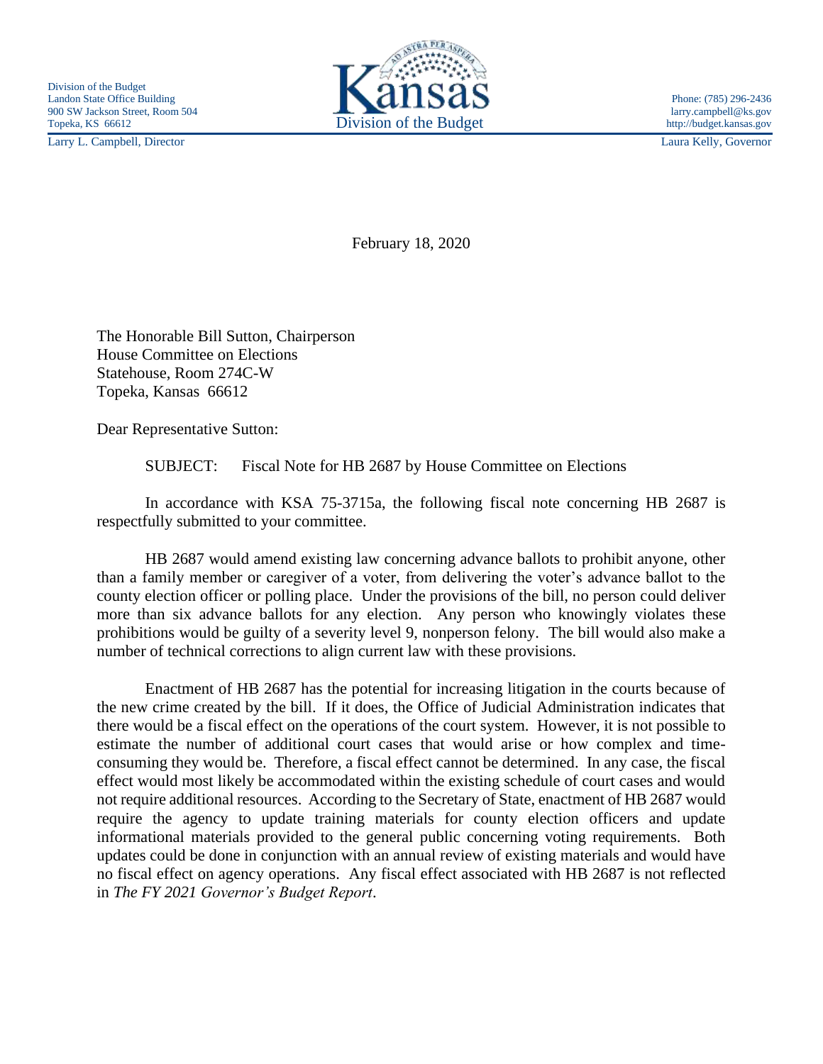Division of the Budget
Landon State Office Building
900 SW Jackson Street, Room 504
Topeka, KS 66612
Larry L. Campbell, Director

Kansas
Division of the Budget

Phone: (785) 296-2436
larry.campbell@ks.gov
http://budget.kansas.gov
Laura Kelly, Governor

February 18, 2020

The Honorable Bill Sutton, Chairperson
House Committee on Elections
Statehouse, Room 274C-W
Topeka, Kansas 66612

Dear Representative Sutton:

SUBJECT: Fiscal Note for HB 2687 by House Committee on Elections

In accordance with KSA 75-3715a, the following fiscal note concerning HB 2687 is respectfully submitted to your committee.

HB 2687 would amend existing law concerning advance ballots to prohibit anyone, other than a family member or caregiver of a voter, from delivering the voter's advance ballot to the county election officer or polling place. Under the provisions of the bill, no person could deliver more than six advance ballots for any election. Any person who knowingly violates these prohibitions would be guilty of a severity level 9, nonperson felony. The bill would also make a number of technical corrections to align current law with these provisions.

Enactment of HB 2687 has the potential for increasing litigation in the courts because of the new crime created by the bill. If it does, the Office of Judicial Administration indicates that there would be a fiscal effect on the operations of the court system. However, it is not possible to estimate the number of additional court cases that would arise or how complex and time-consuming they would be. Therefore, a fiscal effect cannot be determined. In any case, the fiscal effect would most likely be accommodated within the existing schedule of court cases and would not require additional resources. According to the Secretary of State, enactment of HB 2687 would require the agency to update training materials for county election officers and update informational materials provided to the general public concerning voting requirements. Both updates could be done in conjunction with an annual review of existing materials and would have no fiscal effect on agency operations. Any fiscal effect associated with HB 2687 is not reflected in *The FY 2021 Governor's Budget Report*.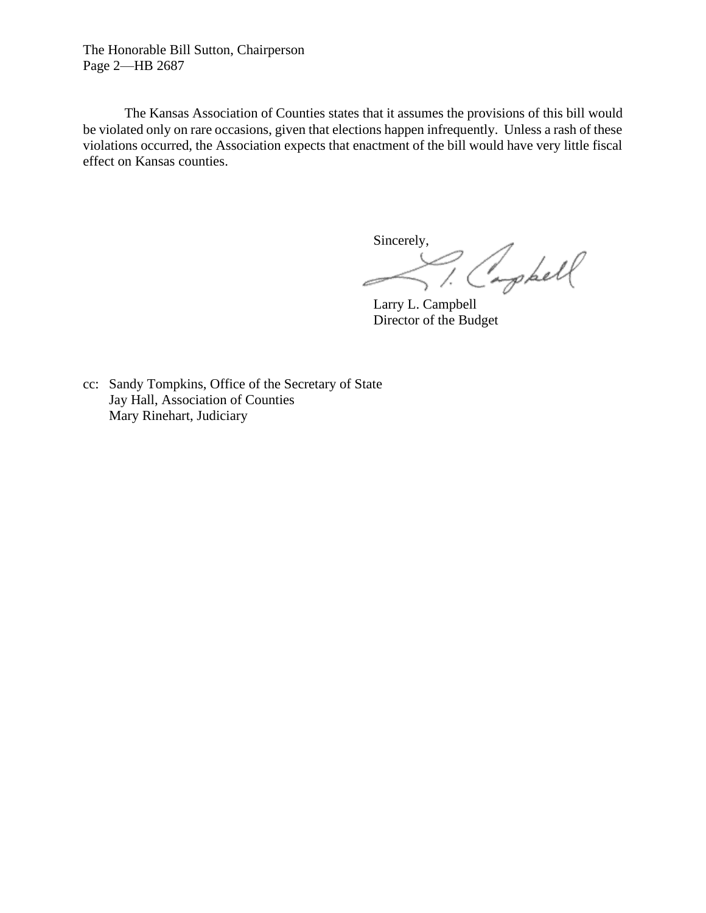The Kansas Association of Counties states that it assumes the provisions of this bill would be violated only on rare occasions, given that elections happen infrequently. Unless a rash of these violations occurred, the Association expects that enactment of the bill would have very little fiscal effect on Kansas counties.

Sincerely,

Larry L. Campbell
Director of the Budget

cc: Sandy Tompkins, Office of the Secretary of State
Jay Hall, Association of Counties
Mary Rinehart, Judiciary